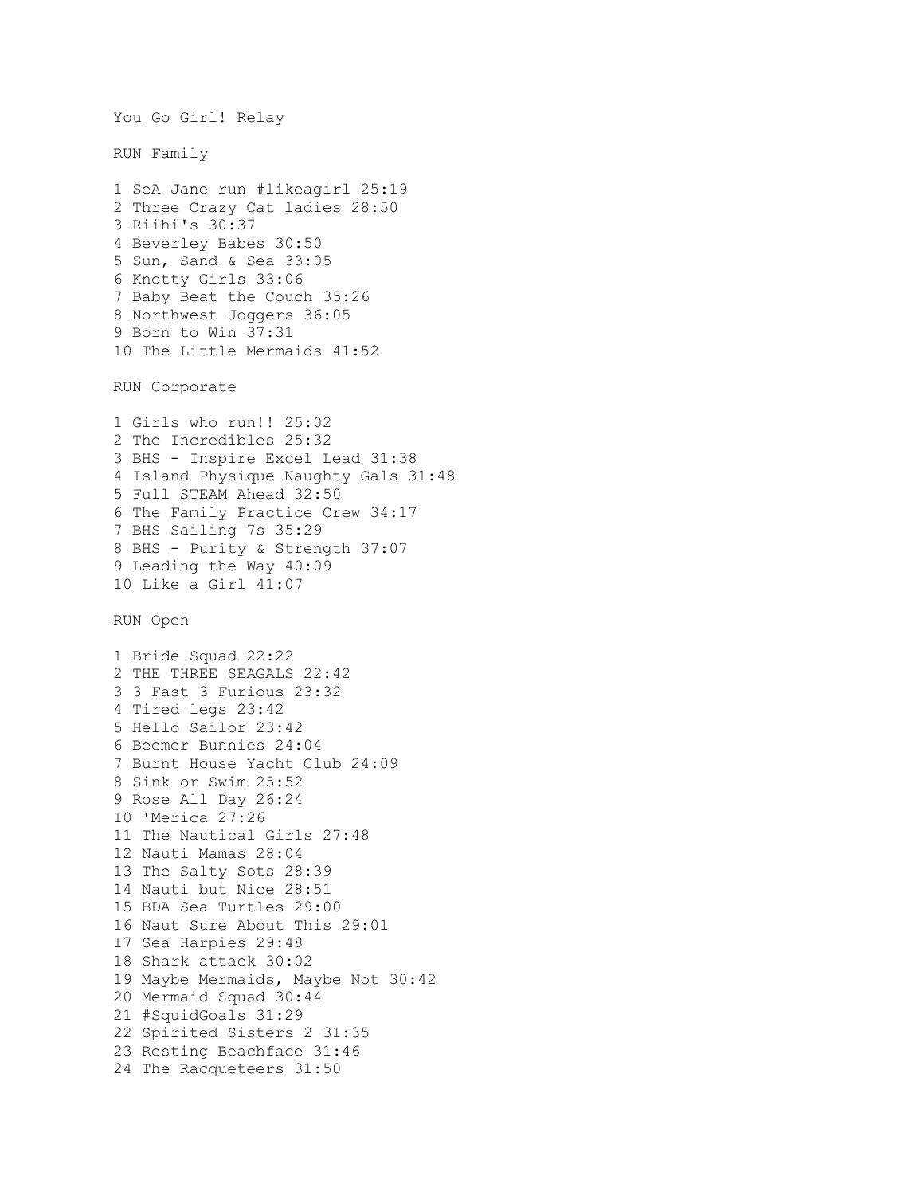# You Go Girl! Relay

## RUN Family

1 SeA Jane run #likeagirl 25:19
2 Three Crazy Cat ladies 28:50
3 Riihi's 30:37
4 Beverley Babes 30:50
5 Sun, Sand & Sea 33:05
6 Knotty Girls 33:06
7 Baby Beat the Couch 35:26
8 Northwest Joggers 36:05
9 Born to Win 37:31
10 The Little Mermaids 41:52

## RUN Corporate

1 Girls who run!! 25:02
2 The Incredibles 25:32
3 BHS - Inspire Excel Lead 31:38
4 Island Physique Naughty Gals 31:48
5 Full STEAM Ahead 32:50
6 The Family Practice Crew 34:17
7 BHS Sailing 7s 35:29
8 BHS - Purity & Strength 37:07
9 Leading the Way 40:09
10 Like a Girl 41:07

## RUN Open

1 Bride Squad 22:22
2 THE THREE SEAGALS 22:42
3 3 Fast 3 Furious 23:32
4 Tired legs 23:42
5 Hello Sailor 23:42
6 Beemer Bunnies 24:04
7 Burnt House Yacht Club 24:09
8 Sink or Swim 25:52
9 Rose All Day 26:24
10 'Merica 27:26
11 The Nautical Girls 27:48
12 Nauti Mamas 28:04
13 The Salty Sots 28:39
14 Nauti but Nice 28:51
15 BDA Sea Turtles 29:00
16 Naut Sure About This 29:01
17 Sea Harpies 29:48
18 Shark attack 30:02
19 Maybe Mermaids, Maybe Not 30:42
20 Mermaid Squad 30:44
21 #SquidGoals 31:29
22 Spirited Sisters 2 31:35
23 Resting Beachface 31:46
24 The Racqueteers 31:50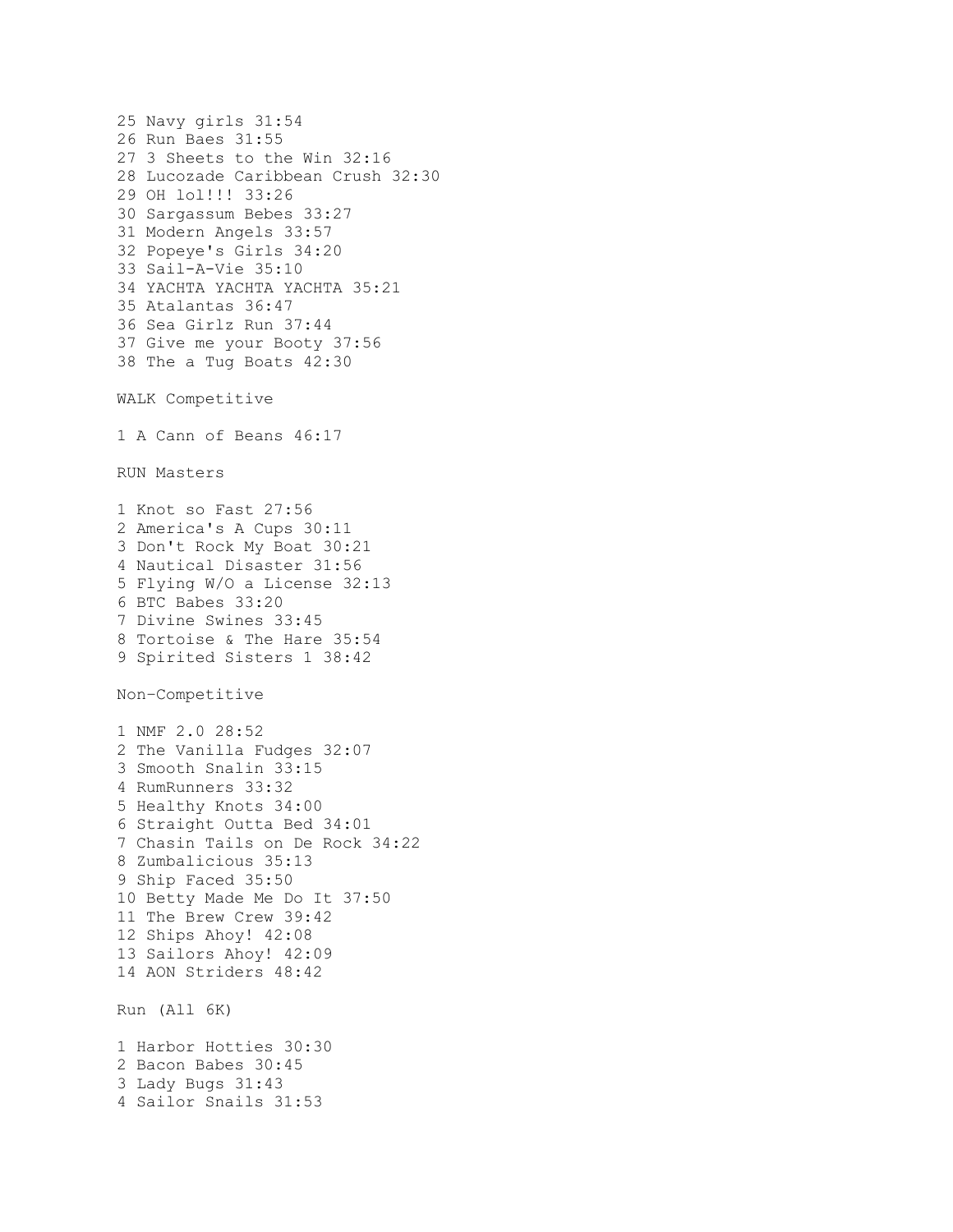25 Navy girls 31:54
26 Run Baes 31:55
27 3 Sheets to the Win 32:16
28 Lucozade Caribbean Crush 32:30
29 OH lol!!! 33:26
30 Sargassum Bebes 33:27
31 Modern Angels 33:57
32 Popeye's Girls 34:20
33 Sail-A-Vie 35:10
34 YACHTA YACHTA YACHTA 35:21
35 Atalantas 36:47
36 Sea Girlz Run 37:44
37 Give me your Booty 37:56
38 The a Tug Boats 42:30

WALK Competitive

1 A Cann of Beans 46:17

RUN Masters

1 Knot so Fast 27:56
2 America's A Cups 30:11
3 Don't Rock My Boat 30:21
4 Nautical Disaster 31:56
5 Flying W/O a License 32:13
6 BTC Babes 33:20
7 Divine Swines 33:45
8 Tortoise & The Hare 35:54
9 Spirited Sisters 1 38:42

Non-Competitive

1 NMF 2.0 28:52
2 The Vanilla Fudges 32:07
3 Smooth Snalin 33:15
4 RumRunners 33:32
5 Healthy Knots 34:00
6 Straight Outta Bed 34:01
7 Chasin Tails on De Rock 34:22
8 Zumbalicious 35:13
9 Ship Faced 35:50
10 Betty Made Me Do It 37:50
11 The Brew Crew 39:42
12 Ships Ahoy! 42:08
13 Sailors Ahoy! 42:09
14 AON Striders 48:42

Run (All 6K)

1 Harbor Hotties 30:30
2 Bacon Babes 30:45
3 Lady Bugs 31:43
4 Sailor Snails 31:53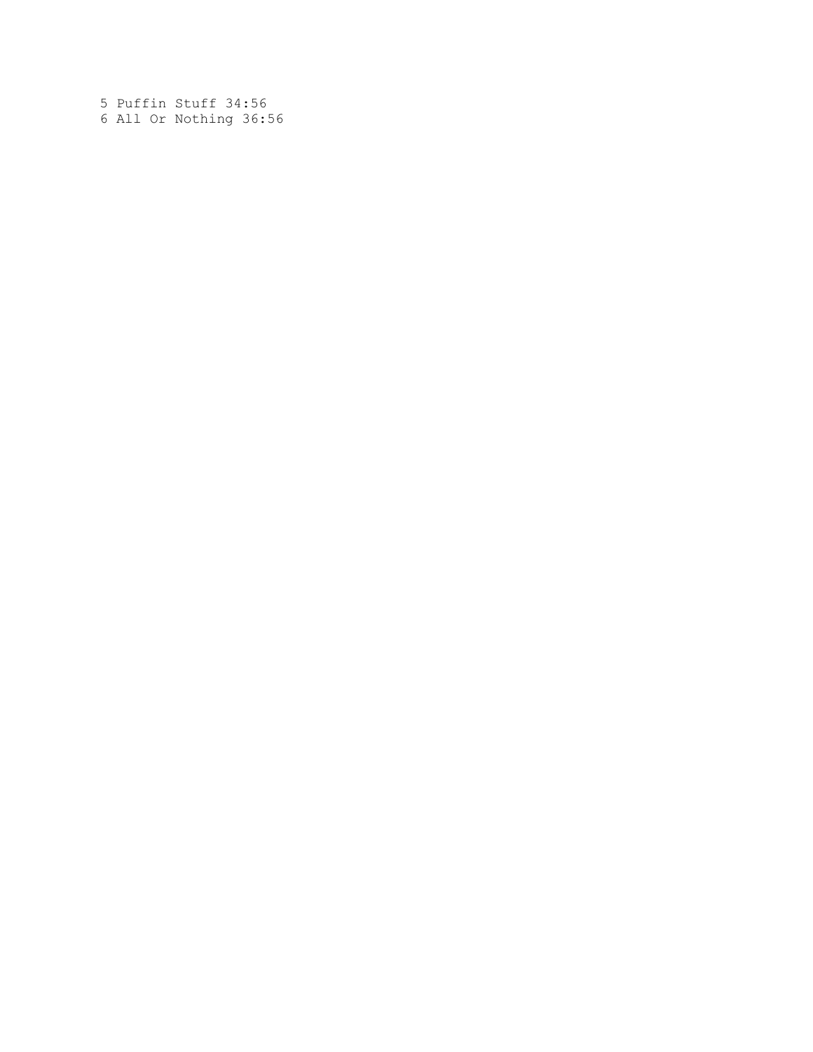5 Puffin Stuff 34:56
6 All Or Nothing 36:56